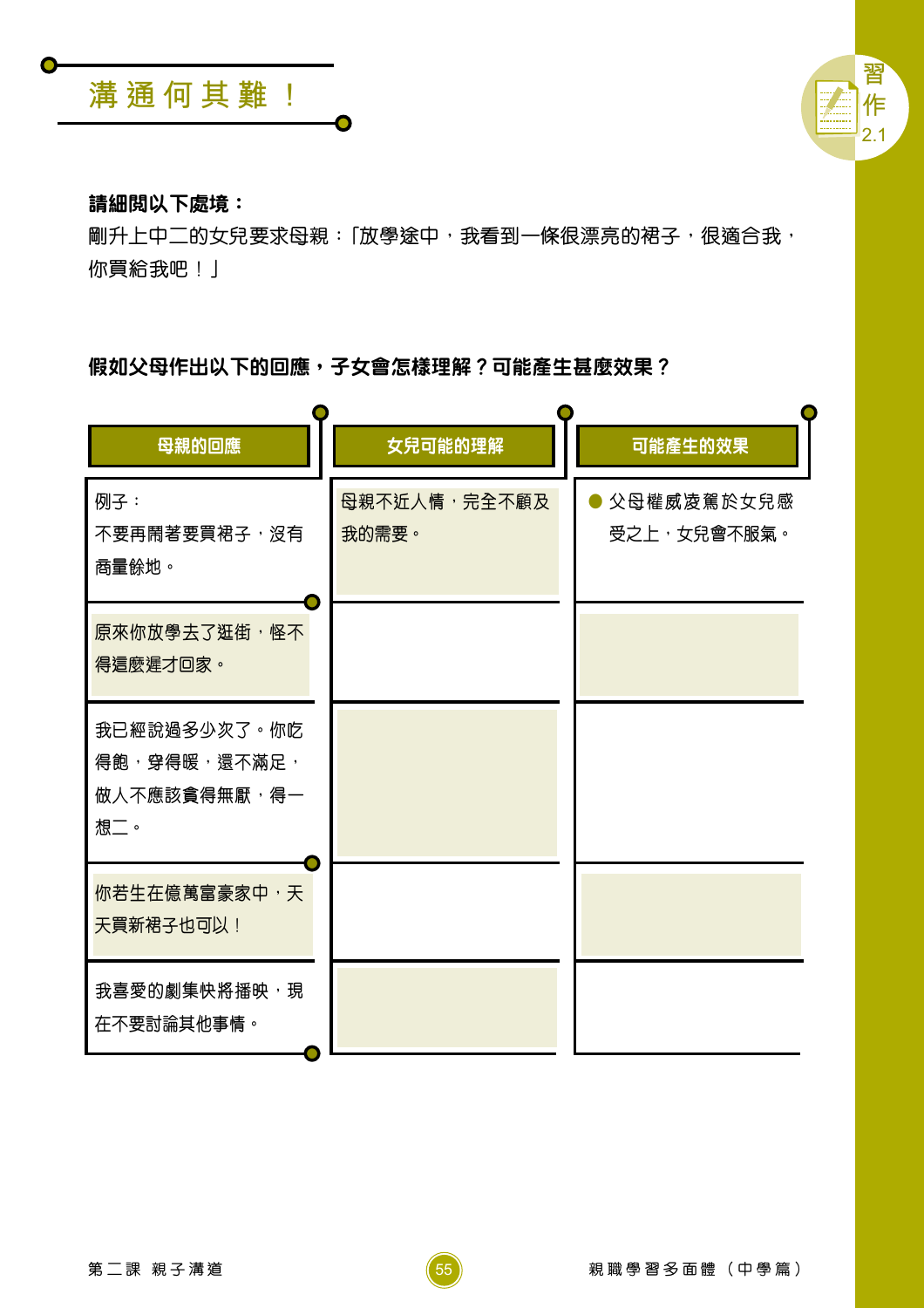# 溝通何其難！

習作 2.1

**請細閱以下處境：**

剛升上中二的女兒要求母親：「放學途中，我看到一條很漂亮的裙子，很適合我，你買給我吧！」

**假如父母作出以下的回應，子女會怎樣理解？可能產生甚麼效果？**

| 母親的回應 | 女兒可能的理解 | 可能產生的效果 |
| --- | --- | --- |
| 例子：<br>不要再鬧著要買裙子，沒有商量餘地。 | 母親不近人情，完全不顧及我的需要。 | ● 父母權威凌駕於女兒感受之上，女兒會不服氣。 |
| 原來你放學去了逛街，怪不得這麼遲才回家。 | | |
| 我已經說過多少次了。你吃得飽，穿得暖，還不滿足，做人不應該貪得無厭，得一想二。 | | |
| 你若生在億萬富豪家中，天天買新裙子也可以！ | | |
| 我喜愛的劇集快將播映，現在不要討論其他事情。 | | |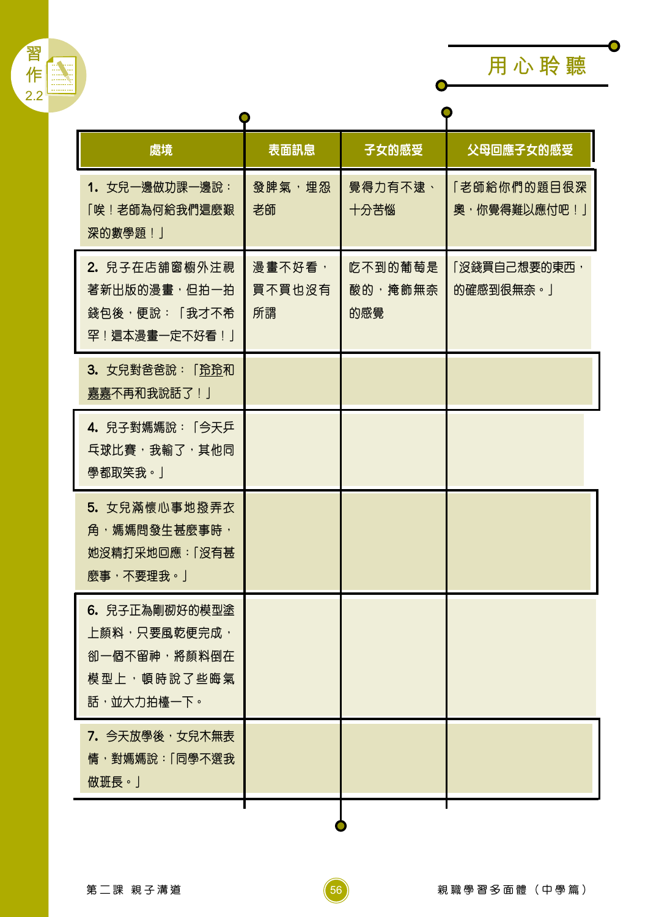習作 2.2

# 用心聆聽

| 處境 | 表面訊息 | 子女的感受 | 父母回應子女的感受 |
| --- | --- | --- | --- |
| 1. 女兒一邊做功課一邊說：「唉！老師為何給我們這麼艱深的數學題！」 | 發脾氣，埋怨老師 | 覺得力有不逮、十分苦惱 | 「老師給你們的題目很深奧，你覺得難以應付吧！」 |
| 2. 兒子在店舖窗櫥外注視著新出版的漫畫，但拍一拍錢包後，便說：「我才不希罕！這本漫畫一定不好看！」 | 漫畫不好看，買不買也沒有所謂 | 吃不到的葡萄是酸的，掩飾無奈的感覺 | 「沒錢買自己想要的東西，的確感到很無奈。」 |
| 3. 女兒對爸爸說：「玲玲和嘉嘉不再和我說話了！」 | | | |
| 4. 兒子對媽媽說：「今天乒乓球比賽，我輸了，其他同學都取笑我。」 | | | |
| 5. 女兒滿懷心事地撥弄衣角，媽媽問發生甚麼事時，她沒精打采地回應：「沒有甚麼事，不要理我。」 | | | |
| 6. 兒子正為剛砌好的模型塗上顏料，只要風乾便完成，卻一個不留神，將顏料倒在模型上，頓時說了些晦氣話，並大力拍檯一下。 | | | |
| 7. 今天放學後，女兒木無表情，對媽媽說：「同學不選我做班長。」 | | | |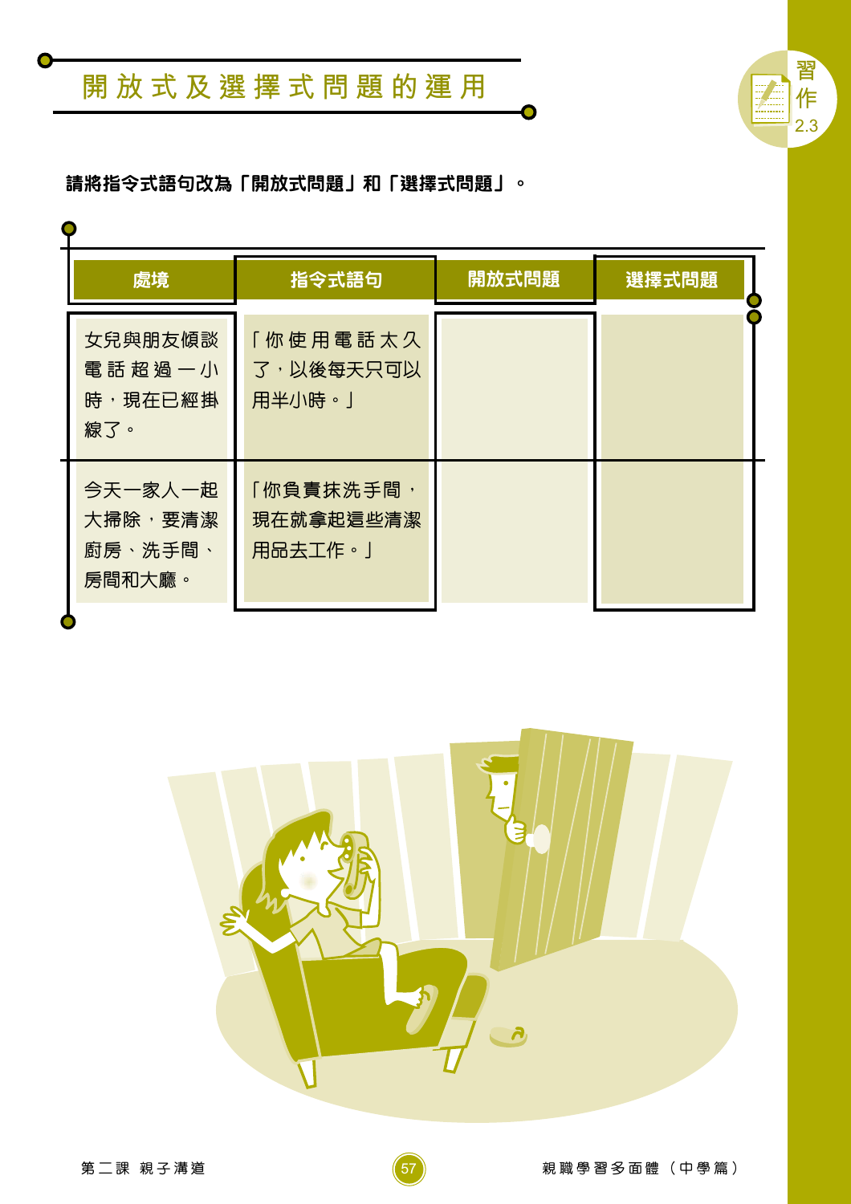## 開放式及選擇式問題的運用

習作 2.3

**請將指令式語句改為「開放式問題」和「選擇式問題」。**

| 處境 | 指令式語句 | 開放式問題 | 選擇式問題 |
|---|---|---|---|
| 女兒與朋友傾談電話超過一小時，現在已經掛線了。 | 「你使用電話太久了，以後每天只可以用半小時。」 | | |
| 今天一家人一起大掃除，要清潔廚房、洗手間、房間和大廳。 | 「你負責抹洗手間，現在就拿起這些清潔用品去工作。」 | | |